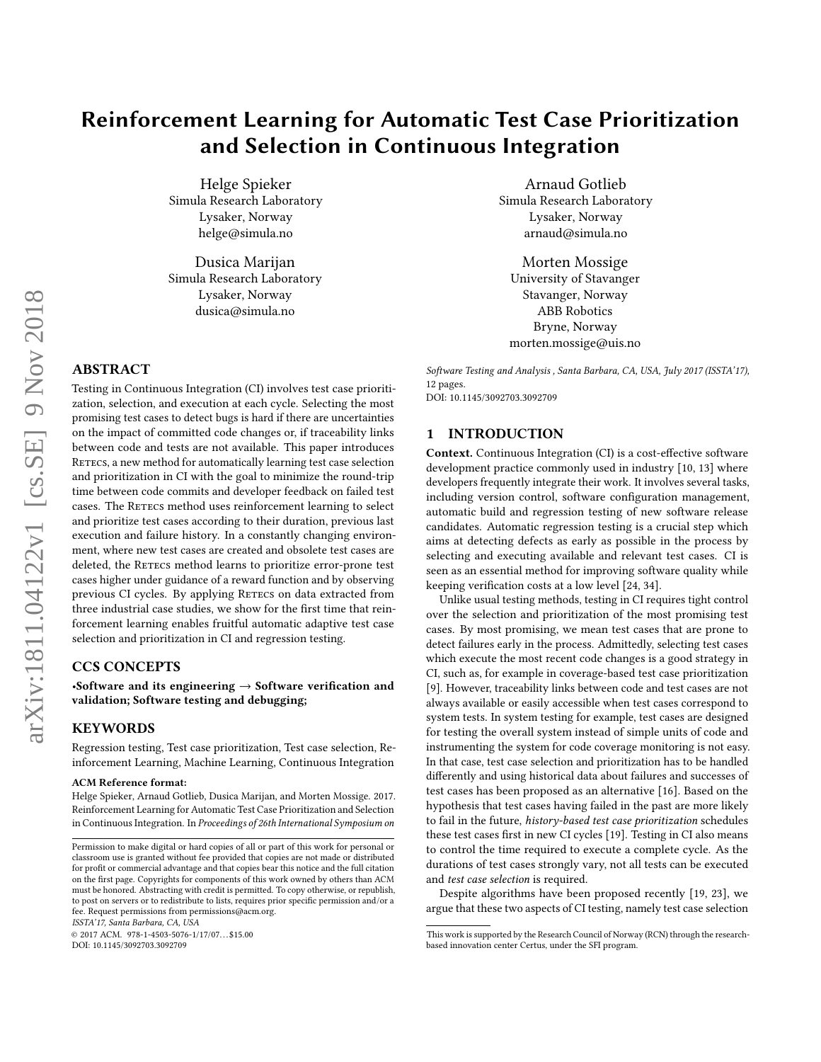# Reinforcement Learning for Automatic Test Case Prioritization and Selection in Continuous Integration

Helge Spieker
Simula Research Laboratory
Lysaker, Norway
helge@simula.no

Arnaud Gotlieb
Simula Research Laboratory
Lysaker, Norway
arnaud@simula.no

Dusica Marijan
Simula Research Laboratory
Lysaker, Norway
dusica@simula.no

Morten Mossige
University of Stavanger
Stavanger, Norway
ABB Robotics
Bryne, Norway
morten.mossige@uis.no

## ABSTRACT

Testing in Continuous Integration (CI) involves test case prioritization, selection, and execution at each cycle. Selecting the most promising test cases to detect bugs is hard if there are uncertainties on the impact of committed code changes or, if traceability links between code and tests are not available. This paper introduces Retecs, a new method for automatically learning test case selection and prioritization in CI with the goal to minimize the round-trip time between code commits and developer feedback on failed test cases. The Retecs method uses reinforcement learning to select and prioritize test cases according to their duration, previous last execution and failure history. In a constantly changing environment, where new test cases are created and obsolete test cases are deleted, the Retecs method learns to prioritize error-prone test cases higher under guidance of a reward function and by observing previous CI cycles. By applying Retecs on data extracted from three industrial case studies, we show for the first time that reinforcement learning enables fruitful automatic adaptive test case selection and prioritization in CI and regression testing.

## CCS CONCEPTS

•**Software and its engineering** → **Software verification and validation; Software testing and debugging;**

## KEYWORDS

Regression testing, Test case prioritization, Test case selection, Reinforcement Learning, Machine Learning, Continuous Integration

**ACM Reference format:**
Helge Spieker, Arnaud Gotlieb, Dusica Marijan, and Morten Mossige. 2017. Reinforcement Learning for Automatic Test Case Prioritization and Selection in Continuous Integration. In *Proceedings of 26th International Symposium on Software Testing and Analysis , Santa Barbara, CA, USA, July 2017 (ISSTA'17),* 12 pages.
DOI: 10.1145/3092703.3092709

Permission to make digital or hard copies of all or part of this work for personal or classroom use is granted without fee provided that copies are not made or distributed for profit or commercial advantage and that copies bear this notice and the full citation on the first page. Copyrights for components of this work owned by others than ACM must be honored. Abstracting with credit is permitted. To copy otherwise, or republish, to post on servers or to redistribute to lists, requires prior specific permission and/or a fee. Request permissions from permissions@acm.org.
*ISSTA'17, Santa Barbara, CA, USA*
© 2017 ACM. 978-1-4503-5076-1/17/07…$15.00
DOI: 10.1145/3092703.3092709

## 1 INTRODUCTION

**Context.** Continuous Integration (CI) is a cost-effective software development practice commonly used in industry [10, 13] where developers frequently integrate their work. It involves several tasks, including version control, software configuration management, automatic build and regression testing of new software release candidates. Automatic regression testing is a crucial step which aims at detecting defects as early as possible in the process by selecting and executing available and relevant test cases. CI is seen as an essential method for improving software quality while keeping verification costs at a low level [24, 34].

Unlike usual testing methods, testing in CI requires tight control over the selection and prioritization of the most promising test cases. By most promising, we mean test cases that are prone to detect failures early in the process. Admittedly, selecting test cases which execute the most recent code changes is a good strategy in CI, such as, for example in coverage-based test case prioritization [9]. However, traceability links between code and test cases are not always available or easily accessible when test cases correspond to system tests. In system testing for example, test cases are designed for testing the overall system instead of simple units of code and instrumenting the system for code coverage monitoring is not easy. In that case, test case selection and prioritization has to be handled differently and using historical data about failures and successes of test cases has been proposed as an alternative [16]. Based on the hypothesis that test cases having failed in the past are more likely to fail in the future, *history-based test case prioritization* schedules these test cases first in new CI cycles [19]. Testing in CI also means to control the time required to execute a complete cycle. As the durations of test cases strongly vary, not all tests can be executed and *test case selection* is required.

Despite algorithms have been proposed recently [19, 23], we argue that these two aspects of CI testing, namely test case selection

This work is supported by the Research Council of Norway (RCN) through the research-based innovation center Certus, under the SFI program.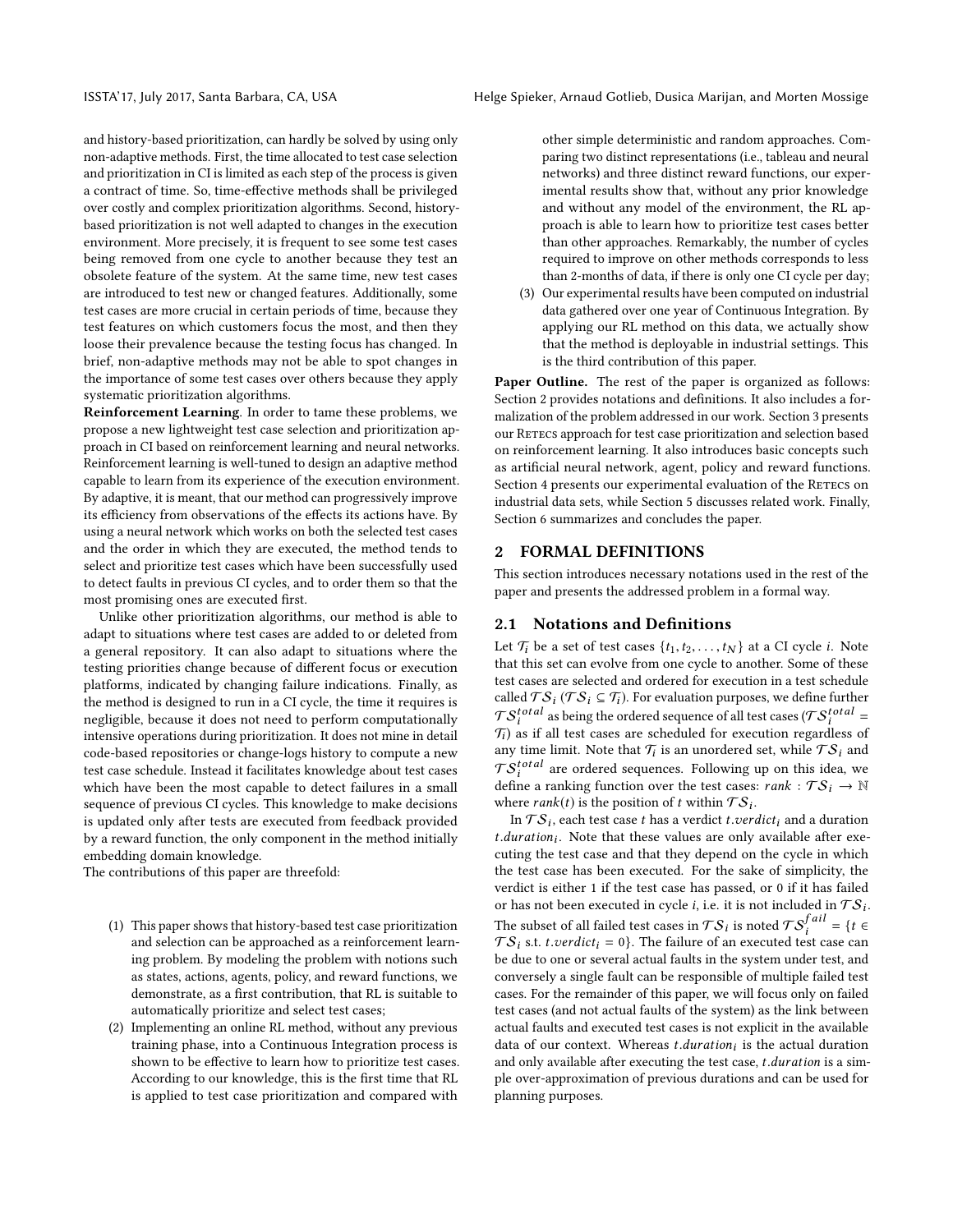and history-based prioritization, can hardly be solved by using only non-adaptive methods. First, the time allocated to test case selection and prioritization in CI is limited as each step of the process is given a contract of time. So, time-effective methods shall be privileged over costly and complex prioritization algorithms. Second, history-based prioritization is not well adapted to changes in the execution environment. More precisely, it is frequent to see some test cases being removed from one cycle to another because they test an obsolete feature of the system. At the same time, new test cases are introduced to test new or changed features. Additionally, some test cases are more crucial in certain periods of time, because they test features on which customers focus the most, and then they loose their prevalence because the testing focus has changed. In brief, non-adaptive methods may not be able to spot changes in the importance of some test cases over others because they apply systematic prioritization algorithms.

**Reinforcement Learning**. In order to tame these problems, we propose a new lightweight test case selection and prioritization approach in CI based on reinforcement learning and neural networks. Reinforcement learning is well-tuned to design an adaptive method capable to learn from its experience of the execution environment. By adaptive, it is meant, that our method can progressively improve its efficiency from observations of the effects its actions have. By using a neural network which works on both the selected test cases and the order in which they are executed, the method tends to select and prioritize test cases which have been successfully used to detect faults in previous CI cycles, and to order them so that the most promising ones are executed first.

Unlike other prioritization algorithms, our method is able to adapt to situations where test cases are added to or deleted from a general repository. It can also adapt to situations where the testing priorities change because of different focus or execution platforms, indicated by changing failure indications. Finally, as the method is designed to run in a CI cycle, the time it requires is negligible, because it does not need to perform computationally intensive operations during prioritization. It does not mine in detail code-based repositories or change-logs history to compute a new test case schedule. Instead it facilitates knowledge about test cases which have been the most capable to detect failures in a small sequence of previous CI cycles. This knowledge to make decisions is updated only after tests are executed from feedback provided by a reward function, the only component in the method initially embedding domain knowledge.

The contributions of this paper are threefold:

(1) This paper shows that history-based test case prioritization and selection can be approached as a reinforcement learning problem. By modeling the problem with notions such as states, actions, agents, policy, and reward functions, we demonstrate, as a first contribution, that RL is suitable to automatically prioritize and select test cases;

(2) Implementing an online RL method, without any previous training phase, into a Continuous Integration process is shown to be effective to learn how to prioritize test cases. According to our knowledge, this is the first time that RL is applied to test case prioritization and compared with other simple deterministic and random approaches. Comparing two distinct representations (i.e., tableau and neural networks) and three distinct reward functions, our experimental results show that, without any prior knowledge and without any model of the environment, the RL approach is able to learn how to prioritize test cases better than other approaches. Remarkably, the number of cycles required to improve on other methods corresponds to less than 2-months of data, if there is only one CI cycle per day;

(3) Our experimental results have been computed on industrial data gathered over one year of Continuous Integration. By applying our RL method on this data, we actually show that the method is deployable in industrial settings. This is the third contribution of this paper.

**Paper Outline.** The rest of the paper is organized as follows: Section 2 provides notations and definitions. It also includes a formalization of the problem addressed in our work. Section 3 presents our RETECS approach for test case prioritization and selection based on reinforcement learning. It also introduces basic concepts such as artificial neural network, agent, policy and reward functions. Section 4 presents our experimental evaluation of the RETECS on industrial data sets, while Section 5 discusses related work. Finally, Section 6 summarizes and concludes the paper.

## 2 FORMAL DEFINITIONS

This section introduces necessary notations used in the rest of the paper and presents the addressed problem in a formal way.

### 2.1 Notations and Definitions

Let $\mathcal{T}_i$ be a set of test cases $\{t_1, t_2, \ldots, t_N\}$ at a CI cycle $i$. Note that this set can evolve from one cycle to another. Some of these test cases are selected and ordered for execution in a test schedule called $\mathcal{TS}_i$ ($\mathcal{TS}_i \subseteq \mathcal{T}_i$). For evaluation purposes, we define further $\mathcal{TS}_i^{total}$ as being the ordered sequence of all test cases ($\mathcal{TS}_i^{total} = \mathcal{T}_i$) as if all test cases are scheduled for execution regardless of any time limit. Note that $\mathcal{T}_i$ is an unordered set, while $\mathcal{TS}_i$ and $\mathcal{TS}_i^{total}$ are ordered sequences. Following up on this idea, we define a ranking function over the test cases: $rank : \mathcal{TS}_i \to \mathbb{N}$ where $rank(t)$ is the position of $t$ within $\mathcal{TS}_i$.

In $\mathcal{TS}_i$, each test case $t$ has a verdict $t.verdict_i$ and a duration $t.duration_i$. Note that these values are only available after executing the test case and that they depend on the cycle in which the test case has been executed. For the sake of simplicity, the verdict is either 1 if the test case has passed, or 0 if it has failed or has not been executed in cycle $i$, i.e. it is not included in $\mathcal{TS}_i$. The subset of all failed test cases in $\mathcal{TS}_i$ is noted $\mathcal{TS}_i^{fail} = \{t \in \mathcal{TS}_i \text{ s.t. } t.verdict_i = 0\}$. The failure of an executed test case can be due to one or several actual faults in the system under test, and conversely a single fault can be responsible of multiple failed test cases. For the remainder of this paper, we will focus only on failed test cases (and not actual faults of the system) as the link between actual faults and executed test cases is not explicit in the available data of our context. Whereas $t.duration_i$ is the actual duration and only available after executing the test case, $t.duration$ is a simple over-approximation of previous durations and can be used for planning purposes.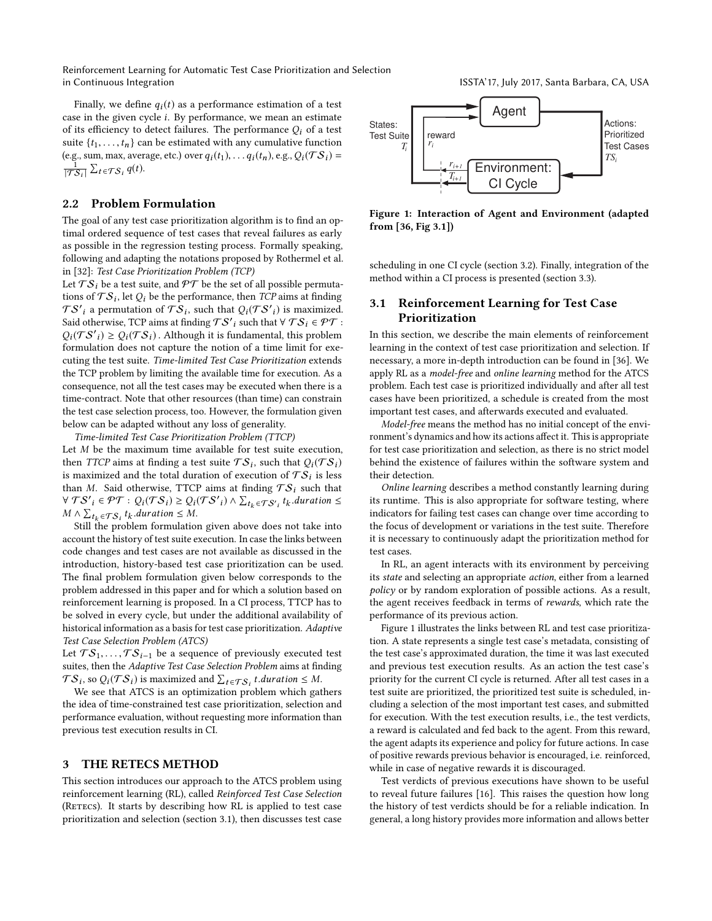Finally, we define $q_i(t)$ as a performance estimation of a test case in the given cycle $i$. By performance, we mean an estimate of its efficiency to detect failures. The performance $Q_i$ of a test suite $\{t_1, \ldots, t_n\}$ can be estimated with any cumulative function (e.g., sum, max, average, etc.) over $q_i(t_1), \ldots q_i(t_n)$, e.g., $Q_i(\mathcal{TS}_i) = \frac{1}{|\mathcal{TS}_i|} \sum_{t \in \mathcal{TS}_i} q(t)$.

## 2.2 Problem Formulation

The goal of any test case prioritization algorithm is to find an optimal ordered sequence of test cases that reveal failures as early as possible in the regression testing process. Formally speaking, following and adapting the notations proposed by Rothermel et al. in [32]: *Test Case Prioritization Problem (TCP)*

Let $\mathcal{TS}_i$ be a test suite, and $\mathcal{PT}$ be the set of all possible permutations of $\mathcal{TS}_i$, let $Q_i$ be the performance, then *TCP* aims at finding $\mathcal{TS}'_i$ a permutation of $\mathcal{TS}_i$, such that $Q_i(\mathcal{TS}'_i)$ is maximized. Said otherwise, TCP aims at finding $\mathcal{TS}'_i$ such that $\forall\ \mathcal{TS}_i \in \mathcal{PT} : Q_i(\mathcal{TS}'_i) \geq Q_i(\mathcal{TS}_i)$. Although it is fundamental, this problem formulation does not capture the notion of a time limit for executing the test suite. *Time-limited Test Case Prioritization* extends the TCP problem by limiting the available time for execution. As a consequence, not all the test cases may be executed when there is a time-contract. Note that other resources (than time) can constrain the test case selection process, too. However, the formulation given below can be adapted without any loss of generality.

*Time-limited Test Case Prioritization Problem (TTCP)*

Let $M$ be the maximum time available for test suite execution, then *TTCP* aims at finding a test suite $\mathcal{TS}_i$, such that $Q_i(\mathcal{TS}_i)$ is maximized and the total duration of execution of $\mathcal{TS}_i$ is less than $M$. Said otherwise, TTCP aims at finding $\mathcal{TS}_i$ such that $\forall\ \mathcal{TS}'_i \in \mathcal{PT} : Q_i(\mathcal{TS}_i) \geq Q_i(\mathcal{TS}'_i) \wedge \sum_{t_k \in \mathcal{TS}'_i} t_k.duration \leq M \wedge \sum_{t_k \in \mathcal{TS}_i} t_k.duration \leq M$.

Still the problem formulation given above does not take into account the history of test suite execution. In case the links between code changes and test cases are not available as discussed in the introduction, history-based test case prioritization can be used. The final problem formulation given below corresponds to the problem addressed in this paper and for which a solution based on reinforcement learning is proposed. In a CI process, TTCP has to be solved in every cycle, but under the additional availability of historical information as a basis for test case prioritization. *Adaptive Test Case Selection Problem (ATCS)*

Let $\mathcal{TS}_1, \ldots, \mathcal{TS}_{i-1}$ be a sequence of previously executed test suites, then the *Adaptive Test Case Selection Problem* aims at finding $\mathcal{TS}_i$, so $Q_i(\mathcal{TS}_i)$ is maximized and $\sum_{t \in \mathcal{TS}_i} t.duration \leq M$.

We see that ATCS is an optimization problem which gathers the idea of time-constrained test case prioritization, selection and performance evaluation, without requesting more information than previous test execution results in CI.

# 3 THE RETECS METHOD

This section introduces our approach to the ATCS problem using reinforcement learning (RL), called *Reinforced Test Case Selection* (RETECS). It starts by describing how RL is applied to test case prioritization and selection (section 3.1), then discusses test case scheduling in one CI cycle (section 3.2). Finally, integration of the method within a CI process is presented (section 3.3).

Agent

States:
Test Suite
$T_i$

reward
$r_i$

$r_{i+1}$
$T_{i+1}$

Environment:
CI Cycle

Actions:
Prioritized
Test Cases
$TS_i$

**Figure 1: Interaction of Agent and Environment (adapted from [36, Fig 3.1])**

## 3.1 Reinforcement Learning for Test Case Prioritization

In this section, we describe the main elements of reinforcement learning in the context of test case prioritization and selection. If necessary, a more in-depth introduction can be found in [36]. We apply RL as a *model-free* and *online learning* method for the ATCS problem. Each test case is prioritized individually and after all test cases have been prioritized, a schedule is created from the most important test cases, and afterwards executed and evaluated.

*Model-free* means the method has no initial concept of the environment's dynamics and how its actions affect it. This is appropriate for test case prioritization and selection, as there is no strict model behind the existence of failures within the software system and their detection.

*Online learning* describes a method constantly learning during its runtime. This is also appropriate for software testing, where indicators for failing test cases can change over time according to the focus of development or variations in the test suite. Therefore it is necessary to continuously adapt the prioritization method for test cases.

In RL, an agent interacts with its environment by perceiving its *state* and selecting an appropriate *action*, either from a learned *policy* or by random exploration of possible actions. As a result, the agent receives feedback in terms of *rewards*, which rate the performance of its previous action.

Figure 1 illustrates the links between RL and test case prioritization. A state represents a single test case's metadata, consisting of the test case's approximated duration, the time it was last executed and previous test execution results. As an action the test case's priority for the current CI cycle is returned. After all test cases in a test suite are prioritized, the prioritized test suite is scheduled, including a selection of the most important test cases, and submitted for execution. With the test execution results, i.e., the test verdicts, a reward is calculated and fed back to the agent. From this reward, the agent adapts its experience and policy for future actions. In case of positive rewards previous behavior is encouraged, i.e. reinforced, while in case of negative rewards it is discouraged.

Test verdicts of previous executions have shown to be useful to reveal future failures [16]. This raises the question how long the history of test verdicts should be for a reliable indication. In general, a long history provides more information and allows better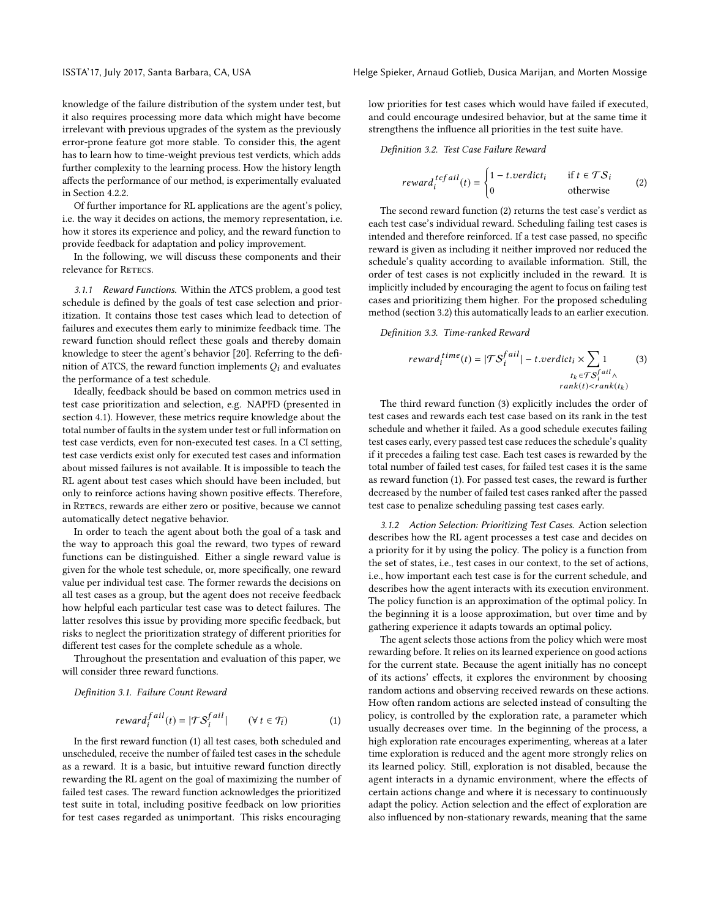knowledge of the failure distribution of the system under test, but it also requires processing more data which might have become irrelevant with previous upgrades of the system as the previously error-prone feature got more stable. To consider this, the agent has to learn how to time-weight previous test verdicts, which adds further complexity to the learning process. How the history length affects the performance of our method, is experimentally evaluated in Section 4.2.2.

Of further importance for RL applications are the agent's policy, i.e. the way it decides on actions, the memory representation, i.e. how it stores its experience and policy, and the reward function to provide feedback for adaptation and policy improvement.

In the following, we will discuss these components and their relevance for Retecs.

*3.1.1 Reward Functions.* Within the ATCS problem, a good test schedule is defined by the goals of test case selection and prioritization. It contains those test cases which lead to detection of failures and executes them early to minimize feedback time. The reward function should reflect these goals and thereby domain knowledge to steer the agent's behavior [20]. Referring to the definition of ATCS, the reward function implements $Q_i$ and evaluates the performance of a test schedule.

Ideally, feedback should be based on common metrics used in test case prioritization and selection, e.g. NAPFD (presented in section 4.1). However, these metrics require knowledge about the total number of faults in the system under test or full information on test case verdicts, even for non-executed test cases. In a CI setting, test case verdicts exist only for executed test cases and information about missed failures is not available. It is impossible to teach the RL agent about test cases which should have been included, but only to reinforce actions having shown positive effects. Therefore, in Retecs, rewards are either zero or positive, because we cannot automatically detect negative behavior.

In order to teach the agent about both the goal of a task and the way to approach this goal the reward, two types of reward functions can be distinguished. Either a single reward value is given for the whole test schedule, or, more specifically, one reward value per individual test case. The former rewards the decisions on all test cases as a group, but the agent does not receive feedback how helpful each particular test case was to detect failures. The latter resolves this issue by providing more specific feedback, but risks to neglect the prioritization strategy of different priorities for different test cases for the complete schedule as a whole.

Throughout the presentation and evaluation of this paper, we will consider three reward functions.

*Definition 3.1. Failure Count Reward*

$$reward_i^{fail}(t) = |\mathcal{TS}_i^{fail}| \qquad (\forall\, t \in \mathcal{T}_i) \tag{1}$$

In the first reward function (1) all test cases, both scheduled and unscheduled, receive the number of failed test cases in the schedule as a reward. It is a basic, but intuitive reward function directly rewarding the RL agent on the goal of maximizing the number of failed test cases. The reward function acknowledges the prioritized test suite in total, including positive feedback on low priorities for test cases regarded as unimportant. This risks encouraging low priorities for test cases which would have failed if executed, and could encourage undesired behavior, but at the same time it strengthens the influence all priorities in the test suite have.

*Definition 3.2. Test Case Failure Reward*

$$reward_i^{tcfail}(t) = \begin{cases} 1 - t.verdict_i & \text{if } t \in \mathcal{TS}_i \\ 0 & \text{otherwise} \end{cases} \tag{2}$$

The second reward function (2) returns the test case's verdict as each test case's individual reward. Scheduling failing test cases is intended and therefore reinforced. If a test case passed, no specific reward is given as including it neither improved nor reduced the schedule's quality according to available information. Still, the order of test cases is not explicitly included in the reward. It is implicitly included by encouraging the agent to focus on failing test cases and prioritizing them higher. For the proposed scheduling method (section 3.2) this automatically leads to an earlier execution.

*Definition 3.3. Time-ranked Reward*

$$reward_i^{time}(t) = |\mathcal{TS}_i^{fail}| - t.verdict_i \times \sum_{\substack{t_k \in \mathcal{TS}_i^{fail} \wedge \\ rank(t) < rank(t_k)}} 1 \tag{3}$$

The third reward function (3) explicitly includes the order of test cases and rewards each test case based on its rank in the test schedule and whether it failed. As a good schedule executes failing test cases early, every passed test case reduces the schedule's quality if it precedes a failing test case. Each test cases is rewarded by the total number of failed test cases, for failed test cases it is the same as reward function (1). For passed test cases, the reward is further decreased by the number of failed test cases ranked after the passed test case to penalize scheduling passing test cases early.

*3.1.2 Action Selection: Prioritizing Test Cases.* Action selection describes how the RL agent processes a test case and decides on a priority for it by using the policy. The policy is a function from the set of states, i.e., test cases in our context, to the set of actions, i.e., how important each test case is for the current schedule, and describes how the agent interacts with its execution environment. The policy function is an approximation of the optimal policy. In the beginning it is a loose approximation, but over time and by gathering experience it adapts towards an optimal policy.

The agent selects those actions from the policy which were most rewarding before. It relies on its learned experience on good actions for the current state. Because the agent initially has no concept of its actions' effects, it explores the environment by choosing random actions and observing received rewards on these actions. How often random actions are selected instead of consulting the policy, is controlled by the exploration rate, a parameter which usually decreases over time. In the beginning of the process, a high exploration rate encourages experimenting, whereas at a later time exploration is reduced and the agent more strongly relies on its learned policy. Still, exploration is not disabled, because the agent interacts in a dynamic environment, where the effects of certain actions change and where it is necessary to continuously adapt the policy. Action selection and the effect of exploration are also influenced by non-stationary rewards, meaning that the same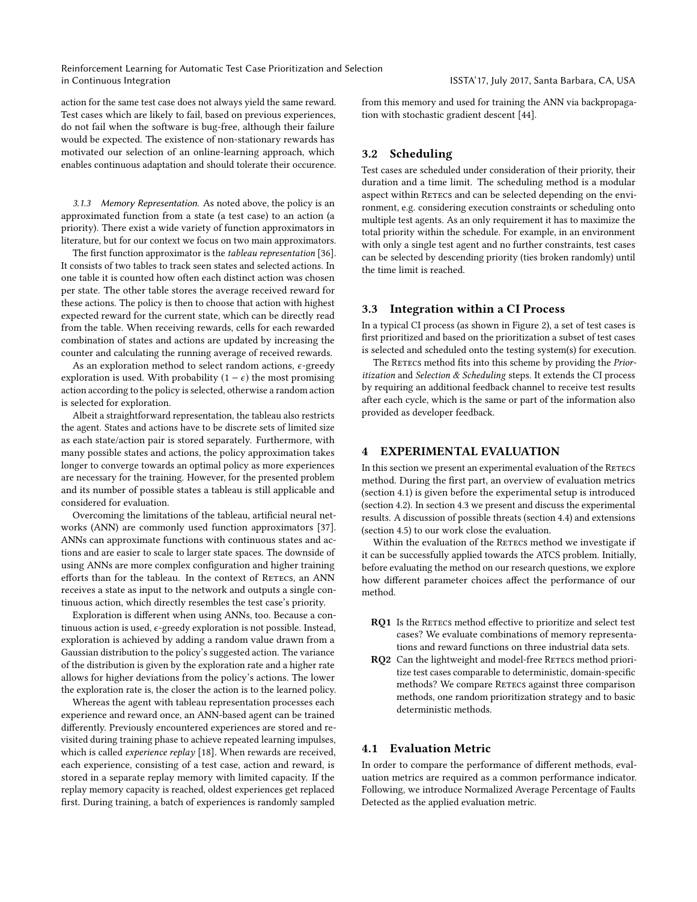action for the same test case does not always yield the same reward. Test cases which are likely to fail, based on previous experiences, do not fail when the software is bug-free, although their failure would be expected. The existence of non-stationary rewards has motivated our selection of an online-learning approach, which enables continuous adaptation and should tolerate their occurence.

*3.1.3 Memory Representation.* As noted above, the policy is an approximated function from a state (a test case) to an action (a priority). There exist a wide variety of function approximators in literature, but for our context we focus on two main approximators.

The first function approximator is the *tableau representation* [36]. It consists of two tables to track seen states and selected actions. In one table it is counted how often each distinct action was chosen per state. The other table stores the average received reward for these actions. The policy is then to choose that action with highest expected reward for the current state, which can be directly read from the table. When receiving rewards, cells for each rewarded combination of states and actions are updated by increasing the counter and calculating the running average of received rewards.

As an exploration method to select random actions, $\epsilon$-greedy exploration is used. With probability $(1 - \epsilon)$ the most promising action according to the policy is selected, otherwise a random action is selected for exploration.

Albeit a straightforward representation, the tableau also restricts the agent. States and actions have to be discrete sets of limited size as each state/action pair is stored separately. Furthermore, with many possible states and actions, the policy approximation takes longer to converge towards an optimal policy as more experiences are necessary for the training. However, for the presented problem and its number of possible states a tableau is still applicable and considered for evaluation.

Overcoming the limitations of the tableau, artificial neural networks (ANN) are commonly used function approximators [37]. ANNs can approximate functions with continuous states and actions and are easier to scale to larger state spaces. The downside of using ANNs are more complex configuration and higher training efforts than for the tableau. In the context of Retecs, an ANN receives a state as input to the network and outputs a single continuous action, which directly resembles the test case's priority.

Exploration is different when using ANNs, too. Because a continuous action is used, $\epsilon$-greedy exploration is not possible. Instead, exploration is achieved by adding a random value drawn from a Gaussian distribution to the policy's suggested action. The variance of the distribution is given by the exploration rate and a higher rate allows for higher deviations from the policy's actions. The lower the exploration rate is, the closer the action is to the learned policy.

Whereas the agent with tableau representation processes each experience and reward once, an ANN-based agent can be trained differently. Previously encountered experiences are stored and revisited during training phase to achieve repeated learning impulses, which is called *experience replay* [18]. When rewards are received, each experience, consisting of a test case, action and reward, is stored in a separate replay memory with limited capacity. If the replay memory capacity is reached, oldest experiences get replaced first. During training, a batch of experiences is randomly sampled from this memory and used for training the ANN via backpropagation with stochastic gradient descent [44].

## 3.2 Scheduling

Test cases are scheduled under consideration of their priority, their duration and a time limit. The scheduling method is a modular aspect within Retecs and can be selected depending on the environment, e.g. considering execution constraints or scheduling onto multiple test agents. As an only requirement it has to maximize the total priority within the schedule. For example, in an environment with only a single test agent and no further constraints, test cases can be selected by descending priority (ties broken randomly) until the time limit is reached.

## 3.3 Integration within a CI Process

In a typical CI process (as shown in Figure 2), a set of test cases is first prioritized and based on the prioritization a subset of test cases is selected and scheduled onto the testing system(s) for execution.

The Retecs method fits into this scheme by providing the *Prioritization* and *Selection & Scheduling* steps. It extends the CI process by requiring an additional feedback channel to receive test results after each cycle, which is the same or part of the information also provided as developer feedback.

# 4 EXPERIMENTAL EVALUATION

In this section we present an experimental evaluation of the Retecs method. During the first part, an overview of evaluation metrics (section 4.1) is given before the experimental setup is introduced (section 4.2). In section 4.3 we present and discuss the experimental results. A discussion of possible threats (section 4.4) and extensions (section 4.5) to our work close the evaluation.

Within the evaluation of the Retecs method we investigate if it can be successfully applied towards the ATCS problem. Initially, before evaluating the method on our research questions, we explore how different parameter choices affect the performance of our method.

- **RQ1** Is the Retecs method effective to prioritize and select test cases? We evaluate combinations of memory representations and reward functions on three industrial data sets.
- **RQ2** Can the lightweight and model-free Retecs method prioritize test cases comparable to deterministic, domain-specific methods? We compare Retecs against three comparison methods, one random prioritization strategy and to basic deterministic methods.

## 4.1 Evaluation Metric

In order to compare the performance of different methods, evaluation metrics are required as a common performance indicator. Following, we introduce Normalized Average Percentage of Faults Detected as the applied evaluation metric.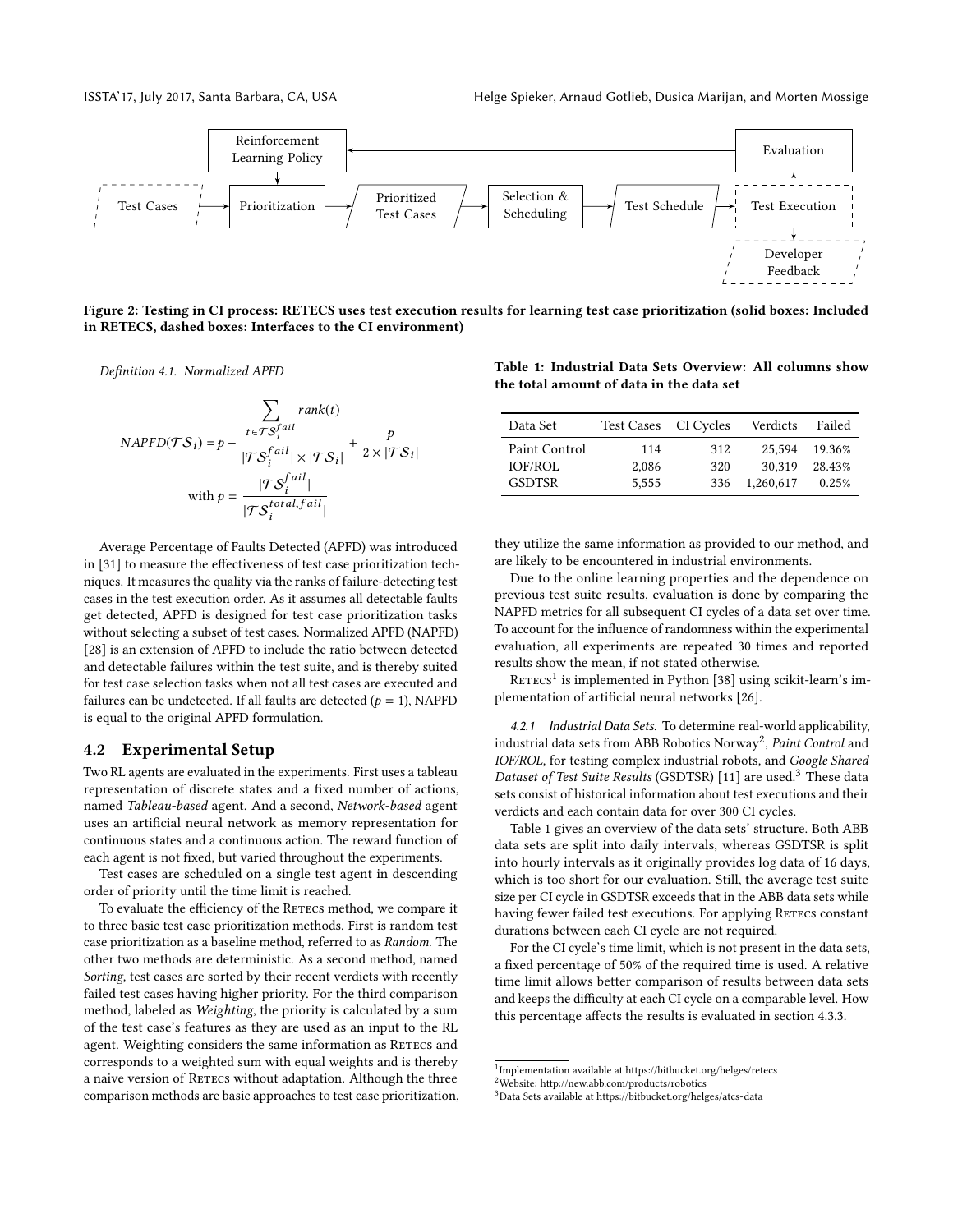Reinforcement Learning Policy

Evaluation

Test Cases

Prioritization

Prioritized Test Cases

Selection & Scheduling

Test Schedule

Test Execution

Developer Feedback

**Figure 2: Testing in CI process: RETECS uses test execution results for learning test case prioritization (solid boxes: Included in RETECS, dashed boxes: Interfaces to the CI environment)**

*Definition 4.1. Normalized APFD*

$$NAPFD(\mathcal{TS}_i) = p - \frac{\sum\limits_{t \in \mathcal{TS}_i^{fail}} rank(t)}{|\mathcal{TS}_i^{fail}| \times |\mathcal{TS}_i|} + \frac{p}{2 \times |\mathcal{TS}_i|}$$

$$\text{with } p = \frac{|\mathcal{TS}_i^{fail}|}{|\mathcal{TS}_i^{total,fail}|}$$

Average Percentage of Faults Detected (APFD) was introduced in [31] to measure the effectiveness of test case prioritization techniques. It measures the quality via the ranks of failure-detecting test cases in the test execution order. As it assumes all detectable faults get detected, APFD is designed for test case prioritization tasks without selecting a subset of test cases. Normalized APFD (NAPFD) [28] is an extension of APFD to include the ratio between detected and detectable failures within the test suite, and is thereby suited for test case selection tasks when not all test cases are executed and failures can be undetected. If all faults are detected ($p = 1$), NAPFD is equal to the original APFD formulation.

## 4.2 Experimental Setup

Two RL agents are evaluated in the experiments. First uses a tableau representation of discrete states and a fixed number of actions, named *Tableau-based* agent. And a second, *Network-based* agent uses an artificial neural network as memory representation for continuous states and a continuous action. The reward function of each agent is not fixed, but varied throughout the experiments.

Test cases are scheduled on a single test agent in descending order of priority until the time limit is reached.

To evaluate the efficiency of the RETECS method, we compare it to three basic test case prioritization methods. First is random test case prioritization as a baseline method, referred to as *Random*. The other two methods are deterministic. As a second method, named *Sorting*, test cases are sorted by their recent verdicts with recently failed test cases having higher priority. For the third comparison method, labeled as *Weighting*, the priority is calculated by a sum of the test case's features as they are used as an input to the RL agent. Weighting considers the same information as RETECS and corresponds to a weighted sum with equal weights and is thereby a naive version of RETECS without adaptation. Although the three comparison methods are basic approaches to test case prioritization, they utilize the same information as provided to our method, and are likely to be encountered in industrial environments.

Due to the online learning properties and the dependence on previous test suite results, evaluation is done by comparing the NAPFD metrics for all subsequent CI cycles of a data set over time. To account for the influence of randomness within the experimental evaluation, all experiments are repeated 30 times and reported results show the mean, if not stated otherwise.

RETECS[1] is implemented in Python [38] using scikit-learn's implementation of artificial neural networks [26].

**Table 1: Industrial Data Sets Overview: All columns show the total amount of data in the data set**

| Data Set | Test Cases | CI Cycles | Verdicts | Failed |
|---|---|---|---|---|
| Paint Control | 114 | 312 | 25,594 | 19.36% |
| IOF/ROL | 2,086 | 320 | 30,319 | 28.43% |
| GSDTSR | 5,555 | 336 | 1,260,617 | 0.25% |

*4.2.1 Industrial Data Sets.* To determine real-world applicability, industrial data sets from ABB Robotics Norway[2], *Paint Control* and *IOF/ROL*, for testing complex industrial robots, and *Google Shared Dataset of Test Suite Results* (GSDTSR) [11] are used.[3] These data sets consist of historical information about test executions and their verdicts and each contain data for over 300 CI cycles.

Table 1 gives an overview of the data sets' structure. Both ABB data sets are split into daily intervals, whereas GSDTSR is split into hourly intervals as it originally provides log data of 16 days, which is too short for our evaluation. Still, the average test suite size per CI cycle in GSDTSR exceeds that in the ABB data sets while having fewer failed test executions. For applying RETECS constant durations between each CI cycle are not required.

For the CI cycle's time limit, which is not present in the data sets, a fixed percentage of 50% of the required time is used. A relative time limit allows better comparison of results between data sets and keeps the difficulty at each CI cycle on a comparable level. How this percentage affects the results is evaluated in section 4.3.3.

[1] Implementation available at https://bitbucket.org/helges/retecs
[2] Website: http://new.abb.com/products/robotics
[3] Data Sets available at https://bitbucket.org/helges/atcs-data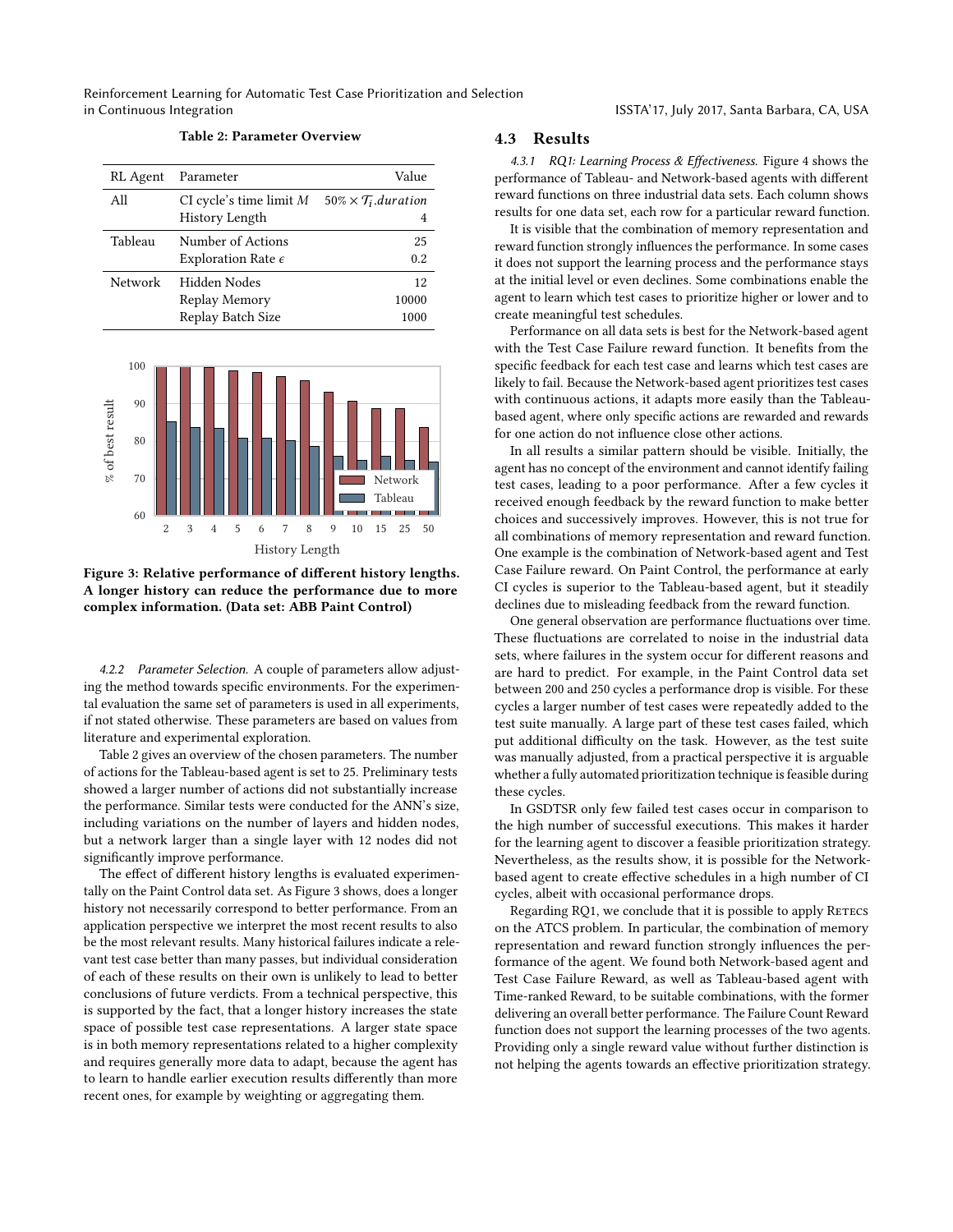**Table 2: Parameter Overview**

| RL Agent | Parameter | Value |
|---|---|---|
| All | CI cycle's time limit $M$ | $50\% \times \mathcal{T}_i.duration$ |
| | History Length | 4 |
| Tableau | Number of Actions | 25 |
| | Exploration Rate $\epsilon$ | 0.2 |
| Network | Hidden Nodes | 12 |
| | Replay Memory | 10000 |
| | Replay Batch Size | 1000 |

% of best result

100
90
80
70
60

2 3 4 5 6 7 8 9 10 15 25 50

History Length

Network
Tableau

**Figure 3: Relative performance of different history lengths. A longer history can reduce the performance due to more complex information. (Data set: ABB Paint Control)**

*4.2.2 Parameter Selection.* A couple of parameters allow adjusting the method towards specific environments. For the experimental evaluation the same set of parameters is used in all experiments, if not stated otherwise. These parameters are based on values from literature and experimental exploration.

Table 2 gives an overview of the chosen parameters. The number of actions for the Tableau-based agent is set to 25. Preliminary tests showed a larger number of actions did not substantially increase the performance. Similar tests were conducted for the ANN's size, including variations on the number of layers and hidden nodes, but a network larger than a single layer with 12 nodes did not significantly improve performance.

The effect of different history lengths is evaluated experimentally on the Paint Control data set. As Figure 3 shows, does a longer history not necessarily correspond to better performance. From an application perspective we interpret the most recent results to also be the most relevant results. Many historical failures indicate a relevant test case better than many passes, but individual consideration of each of these results on their own is unlikely to lead to better conclusions of future verdicts. From a technical perspective, this is supported by the fact, that a longer history increases the state space of possible test case representations. A larger state space is in both memory representations related to a higher complexity and requires generally more data to adapt, because the agent has to learn to handle earlier execution results differently than more recent ones, for example by weighting or aggregating them.

## 4.3 Results

*4.3.1 RQ1: Learning Process & Effectiveness.* Figure 4 shows the performance of Tableau- and Network-based agents with different reward functions on three industrial data sets. Each column shows results for one data set, each row for a particular reward function.

It is visible that the combination of memory representation and reward function strongly influences the performance. In some cases it does not support the learning process and the performance stays at the initial level or even declines. Some combinations enable the agent to learn which test cases to prioritize higher or lower and to create meaningful test schedules.

Performance on all data sets is best for the Network-based agent with the Test Case Failure reward function. It benefits from the specific feedback for each test case and learns which test cases are likely to fail. Because the Network-based agent prioritizes test cases with continuous actions, it adapts more easily than the Tableau-based agent, where only specific actions are rewarded and rewards for one action do not influence close other actions.

In all results a similar pattern should be visible. Initially, the agent has no concept of the environment and cannot identify failing test cases, leading to a poor performance. After a few cycles it received enough feedback by the reward function to make better choices and successively improves. However, this is not true for all combinations of memory representation and reward function. One example is the combination of Network-based agent and Test Case Failure reward. On Paint Control, the performance at early CI cycles is superior to the Tableau-based agent, but it steadily declines due to misleading feedback from the reward function.

One general observation are performance fluctuations over time. These fluctuations are correlated to noise in the industrial data sets, where failures in the system occur for different reasons and are hard to predict. For example, in the Paint Control data set between 200 and 250 cycles a performance drop is visible. For these cycles a larger number of test cases were repeatedly added to the test suite manually. A large part of these test cases failed, which put additional difficulty on the task. However, as the test suite was manually adjusted, from a practical perspective it is arguable whether a fully automated prioritization technique is feasible during these cycles.

In GSDTSR only few failed test cases occur in comparison to the high number of successful executions. This makes it harder for the learning agent to discover a feasible prioritization strategy. Nevertheless, as the results show, it is possible for the Network-based agent to create effective schedules in a high number of CI cycles, albeit with occasional performance drops.

Regarding RQ1, we conclude that it is possible to apply Retecs on the ATCS problem. In particular, the combination of memory representation and reward function strongly influences the performance of the agent. We found both Network-based agent and Test Case Failure Reward, as well as Tableau-based agent with Time-ranked Reward, to be suitable combinations, with the former delivering an overall better performance. The Failure Count Reward function does not support the learning processes of the two agents. Providing only a single reward value without further distinction is not helping the agents towards an effective prioritization strategy.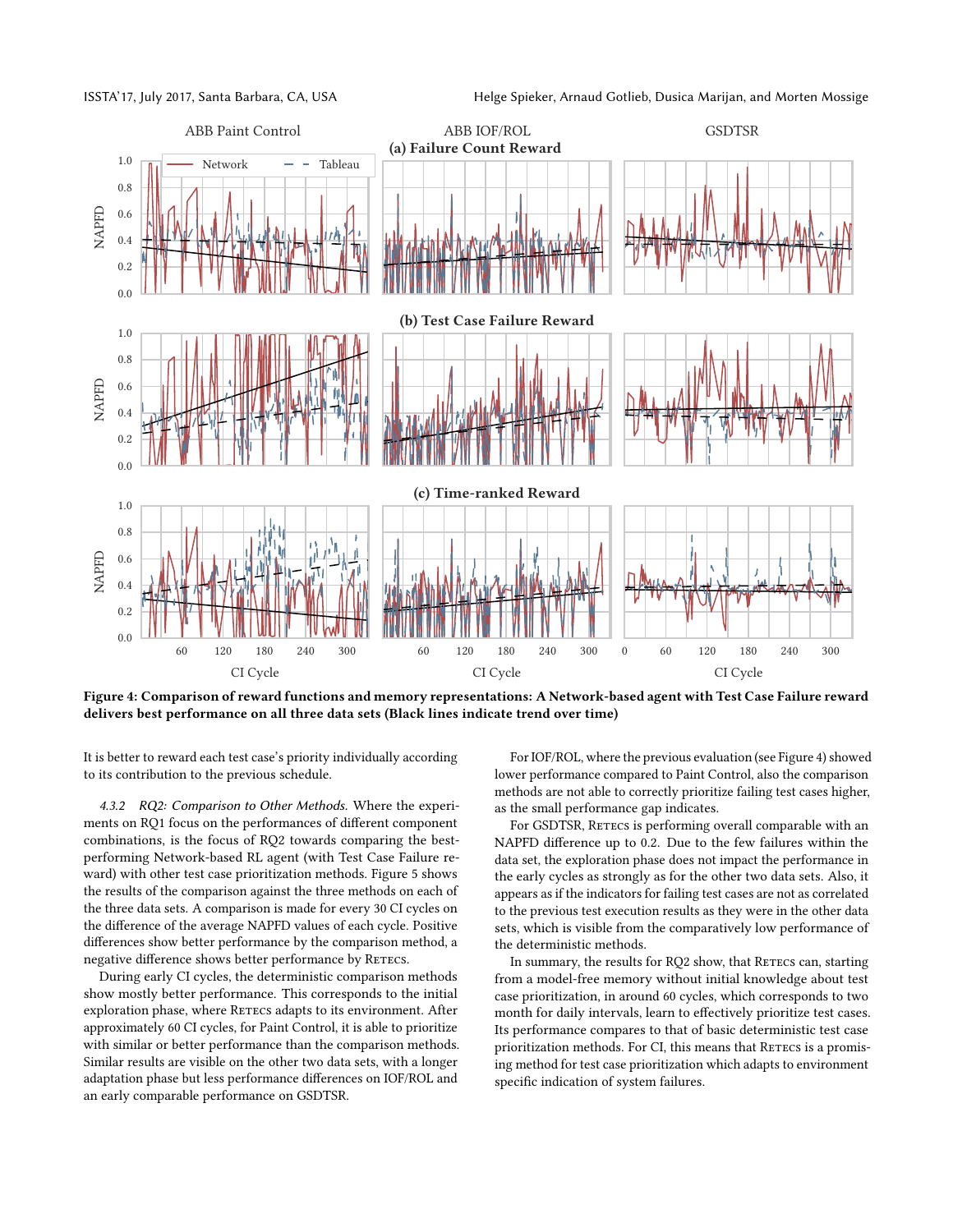ABB Paint Control

ABB IOF/ROL

GSDTSR

(a) Failure Count Reward

Network

Tableau

NAPFD

1.0
0.8
0.6
0.4
0.2
0.0

(b) Test Case Failure Reward

(c) Time-ranked Reward

60 120 180 240 300

0 60 120 180 240 300

CI Cycle

**Figure 4: Comparison of reward functions and memory representations: A Network-based agent with Test Case Failure reward delivers best performance on all three data sets (Black lines indicate trend over time)**

It is better to reward each test case's priority individually according to its contribution to the previous schedule.

*4.3.2 RQ2: Comparison to Other Methods.* Where the experiments on RQ1 focus on the performances of different component combinations, is the focus of RQ2 towards comparing the best-performing Network-based RL agent (with Test Case Failure reward) with other test case prioritization methods. Figure 5 shows the results of the comparison against the three methods on each of the three data sets. A comparison is made for every 30 CI cycles on the difference of the average NAPFD values of each cycle. Positive differences show better performance by the comparison method, a negative difference shows better performance by RETECS.

During early CI cycles, the deterministic comparison methods show mostly better performance. This corresponds to the initial exploration phase, where RETECS adapts to its environment. After approximately 60 CI cycles, for Paint Control, it is able to prioritize with similar or better performance than the comparison methods. Similar results are visible on the other two data sets, with a longer adaptation phase but less performance differences on IOF/ROL and an early comparable performance on GSDTSR.

For IOF/ROL, where the previous evaluation (see Figure 4) showed lower performance compared to Paint Control, also the comparison methods are not able to correctly prioritize failing test cases higher, as the small performance gap indicates.

For GSDTSR, RETECS is performing overall comparable with an NAPFD difference up to 0.2. Due to the few failures within the data set, the exploration phase does not impact the performance in the early cycles as strongly as for the other two data sets. Also, it appears as if the indicators for failing test cases are not as correlated to the previous test execution results as they were in the other data sets, which is visible from the comparatively low performance of the deterministic methods.

In summary, the results for RQ2 show, that RETECS can, starting from a model-free memory without initial knowledge about test case prioritization, in around 60 cycles, which corresponds to two month for daily intervals, learn to effectively prioritize test cases. Its performance compares to that of basic deterministic test case prioritization methods. For CI, this means that RETECS is a promising method for test case prioritization which adapts to environment specific indication of system failures.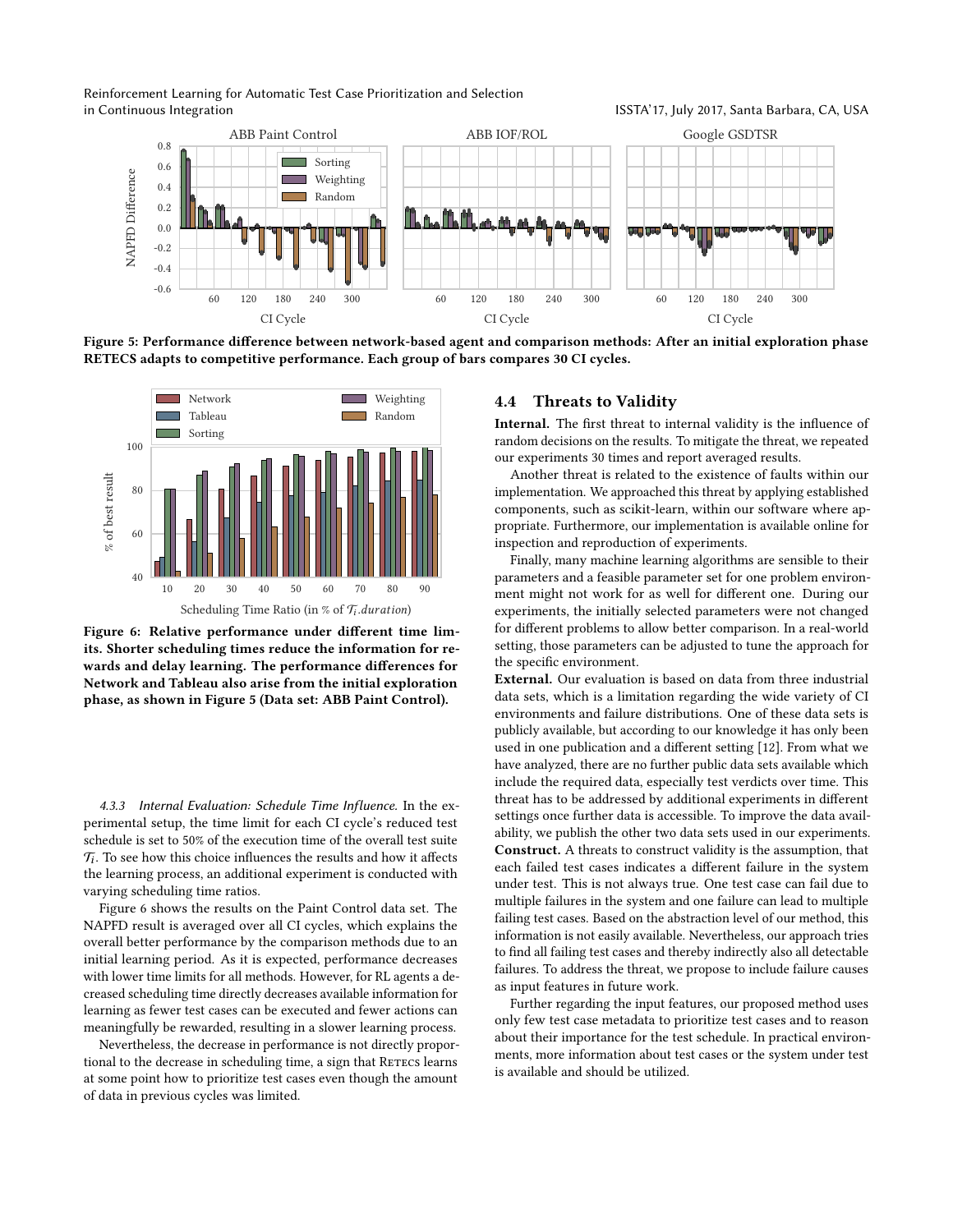ABB Paint Control

ABB IOF/ROL

Google GSDTSR

NAPFD Difference

0.8
0.6
0.4
0.2
0.0
-0.2
-0.4
-0.6

Sorting
Weighting
Random

60 120 180 240 300

CI Cycle

**Figure 5: Performance difference between network-based agent and comparison methods: After an initial exploration phase RETECS adapts to competitive performance. Each group of bars compares 30 CI cycles.**

Network
Tableau
Sorting
Weighting
Random

% of best result

100
80
60
40

10 20 30 40 50 60 70 80 90

Scheduling Time Ratio (in % of $\mathcal{T}_i.duration$)

**Figure 6: Relative performance under different time limits. Shorter scheduling times reduce the information for rewards and delay learning. The performance differences for Network and Tableau also arise from the initial exploration phase, as shown in Figure 5 (Data set: ABB Paint Control).**

#### *4.3.3 Internal Evaluation: Schedule Time Influence.*

In the experimental setup, the time limit for each CI cycle's reduced test schedule is set to 50% of the execution time of the overall test suite $\mathcal{T}_i$. To see how this choice influences the results and how it affects the learning process, an additional experiment is conducted with varying scheduling time ratios.

Figure 6 shows the results on the Paint Control data set. The NAPFD result is averaged over all CI cycles, which explains the overall better performance by the comparison methods due to an initial learning period. As it is expected, performance decreases with lower time limits for all methods. However, for RL agents a decreased scheduling time directly decreases available information for learning as fewer test cases can be executed and fewer actions can meaningfully be rewarded, resulting in a slower learning process.

Nevertheless, the decrease in performance is not directly proportional to the decrease in scheduling time, a sign that RETECS learns at some point how to prioritize test cases even though the amount of data in previous cycles was limited.

### 4.4 Threats to Validity

**Internal.** The first threat to internal validity is the influence of random decisions on the results. To mitigate the threat, we repeated our experiments 30 times and report averaged results.

Another threat is related to the existence of faults within our implementation. We approached this threat by applying established components, such as scikit-learn, within our software where appropriate. Furthermore, our implementation is available online for inspection and reproduction of experiments.

Finally, many machine learning algorithms are sensible to their parameters and a feasible parameter set for one problem environment might not work for as well for different one. During our experiments, the initially selected parameters were not changed for different problems to allow better comparison. In a real-world setting, those parameters can be adjusted to tune the approach for the specific environment.

**External.** Our evaluation is based on data from three industrial data sets, which is a limitation regarding the wide variety of CI environments and failure distributions. One of these data sets is publicly available, but according to our knowledge it has only been used in one publication and a different setting [12]. From what we have analyzed, there are no further public data sets available which include the required data, especially test verdicts over time. This threat has to be addressed by additional experiments in different settings once further data is accessible. To improve the data availability, we publish the other two data sets used in our experiments.

**Construct.** A threats to construct validity is the assumption, that each failed test cases indicates a different failure in the system under test. This is not always true. One test case can fail due to multiple failures in the system and one failure can lead to multiple failing test cases. Based on the abstraction level of our method, this information is not easily available. Nevertheless, our approach tries to find all failing test cases and thereby indirectly also all detectable failures. To address the threat, we propose to include failure causes as input features in future work.

Further regarding the input features, our proposed method uses only few test case metadata to prioritize test cases and to reason about their importance for the test schedule. In practical environments, more information about test cases or the system under test is available and should be utilized.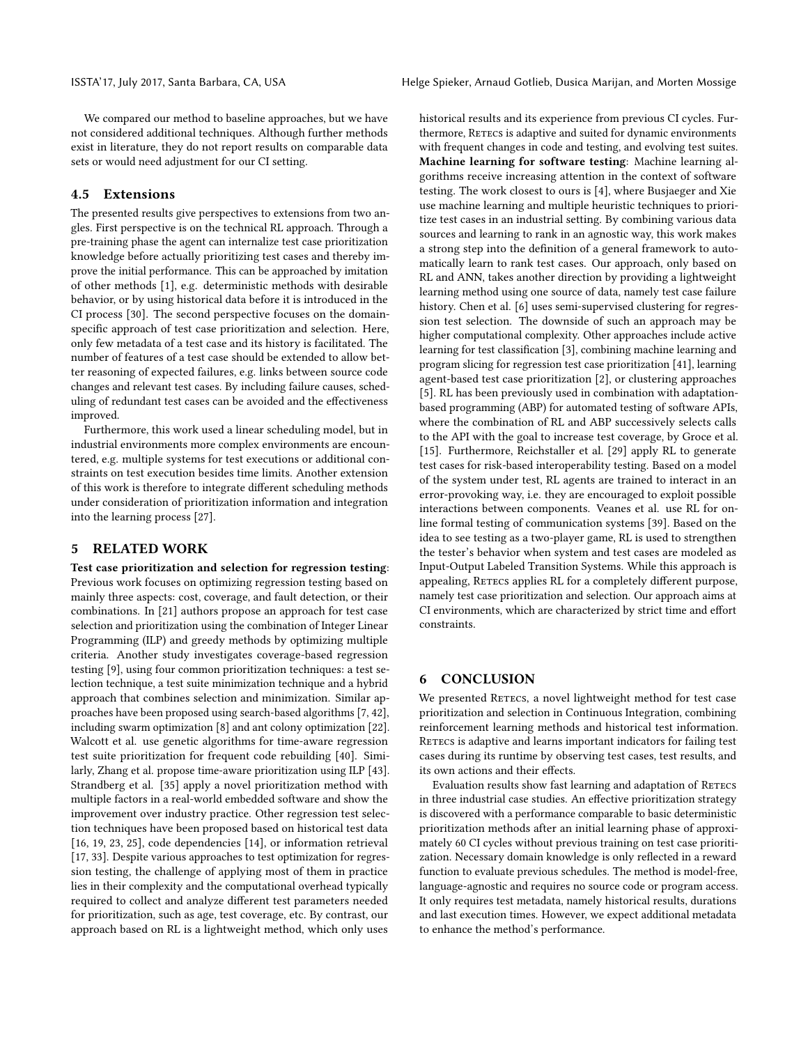We compared our method to baseline approaches, but we have not considered additional techniques. Although further methods exist in literature, they do not report results on comparable data sets or would need adjustment for our CI setting.

### 4.5 Extensions

The presented results give perspectives to extensions from two angles. First perspective is on the technical RL approach. Through a pre-training phase the agent can internalize test case prioritization knowledge before actually prioritizing test cases and thereby improve the initial performance. This can be approached by imitation of other methods [1], e.g. deterministic methods with desirable behavior, or by using historical data before it is introduced in the CI process [30]. The second perspective focuses on the domain-specific approach of test case prioritization and selection. Here, only few metadata of a test case and its history is facilitated. The number of features of a test case should be extended to allow better reasoning of expected failures, e.g. links between source code changes and relevant test cases. By including failure causes, scheduling of redundant test cases can be avoided and the effectiveness improved.

Furthermore, this work used a linear scheduling model, but in industrial environments more complex environments are encountered, e.g. multiple systems for test executions or additional constraints on test execution besides time limits. Another extension of this work is therefore to integrate different scheduling methods under consideration of prioritization information and integration into the learning process [27].

## 5 RELATED WORK

**Test case prioritization and selection for regression testing**: Previous work focuses on optimizing regression testing based on mainly three aspects: cost, coverage, and fault detection, or their combinations. In [21] authors propose an approach for test case selection and prioritization using the combination of Integer Linear Programming (ILP) and greedy methods by optimizing multiple criteria. Another study investigates coverage-based regression testing [9], using four common prioritization techniques: a test selection technique, a test suite minimization technique and a hybrid approach that combines selection and minimization. Similar approaches have been proposed using search-based algorithms [7, 42], including swarm optimization [8] and ant colony optimization [22]. Walcott et al. use genetic algorithms for time-aware regression test suite prioritization for frequent code rebuilding [40]. Similarly, Zhang et al. propose time-aware prioritization using ILP [43]. Strandberg et al. [35] apply a novel prioritization method with multiple factors in a real-world embedded software and show the improvement over industry practice. Other regression test selection techniques have been proposed based on historical test data [16, 19, 23, 25], code dependencies [14], or information retrieval [17, 33]. Despite various approaches to test optimization for regression testing, the challenge of applying most of them in practice lies in their complexity and the computational overhead typically required to collect and analyze different test parameters needed for prioritization, such as age, test coverage, etc. By contrast, our approach based on RL is a lightweight method, which only uses historical results and its experience from previous CI cycles. Furthermore, Retecs is adaptive and suited for dynamic environments with frequent changes in code and testing, and evolving test suites.

**Machine learning for software testing**: Machine learning algorithms receive increasing attention in the context of software testing. The work closest to ours is [4], where Busjaeger and Xie use machine learning and multiple heuristic techniques to prioritize test cases in an industrial setting. By combining various data sources and learning to rank in an agnostic way, this work makes a strong step into the definition of a general framework to automatically learn to rank test cases. Our approach, only based on RL and ANN, takes another direction by providing a lightweight learning method using one source of data, namely test case failure history. Chen et al. [6] uses semi-supervised clustering for regression test selection. The downside of such an approach may be higher computational complexity. Other approaches include active learning for test classification [3], combining machine learning and program slicing for regression test case prioritization [41], learning agent-based test case prioritization [2], or clustering approaches [5]. RL has been previously used in combination with adaptation-based programming (ABP) for automated testing of software APIs, where the combination of RL and ABP successively selects calls to the API with the goal to increase test coverage, by Groce et al. [15]. Furthermore, Reichstaller et al. [29] apply RL to generate test cases for risk-based interoperability testing. Based on a model of the system under test, RL agents are trained to interact in an error-provoking way, i.e. they are encouraged to exploit possible interactions between components. Veanes et al. use RL for online formal testing of communication systems [39]. Based on the idea to see testing as a two-player game, RL is used to strengthen the tester's behavior when system and test cases are modeled as Input-Output Labeled Transition Systems. While this approach is appealing, Retecs applies RL for a completely different purpose, namely test case prioritization and selection. Our approach aims at CI environments, which are characterized by strict time and effort constraints.

## 6 CONCLUSION

We presented Retecs, a novel lightweight method for test case prioritization and selection in Continuous Integration, combining reinforcement learning methods and historical test information. Retecs is adaptive and learns important indicators for failing test cases during its runtime by observing test cases, test results, and its own actions and their effects.

Evaluation results show fast learning and adaptation of Retecs in three industrial case studies. An effective prioritization strategy is discovered with a performance comparable to basic deterministic prioritization methods after an initial learning phase of approximately 60 CI cycles without previous training on test case prioritization. Necessary domain knowledge is only reflected in a reward function to evaluate previous schedules. The method is model-free, language-agnostic and requires no source code or program access. It only requires test metadata, namely historical results, durations and last execution times. However, we expect additional metadata to enhance the method's performance.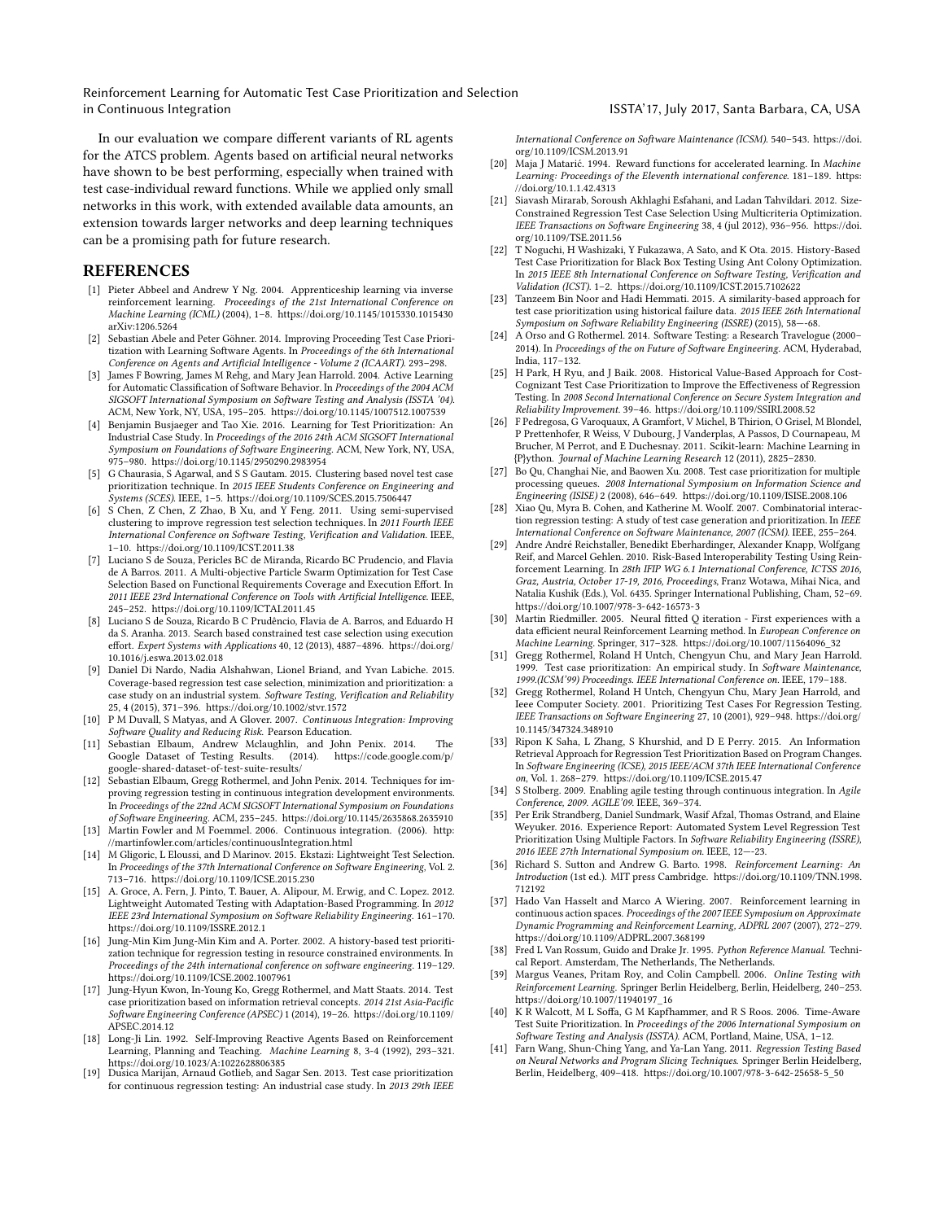In our evaluation we compare different variants of RL agents for the ATCS problem. Agents based on artificial neural networks have shown to be best performing, especially when trained with test case-individual reward functions. While we applied only small networks in this work, with extended available data amounts, an extension towards larger networks and deep learning techniques can be a promising path for future research.

## REFERENCES

[1] Pieter Abbeel and Andrew Y Ng. 2004. Apprenticeship learning via inverse reinforcement learning. *Proceedings of the 21st International Conference on Machine Learning (ICML)* (2004), 1–8. https://doi.org/10.1145/1015330.1015430 arXiv:1206.5264

[2] Sebastian Abele and Peter Göhner. 2014. Improving Proceeding Test Case Prioritization with Learning Software Agents. In *Proceedings of the 6th International Conference on Agents and Artificial Intelligence - Volume 2 (ICAART)*. 293–298.

[3] James F Bowring, James M Rehg, and Mary Jean Harrold. 2004. Active Learning for Automatic Classification of Software Behavior. In *Proceedings of the 2004 ACM SIGSOFT International Symposium on Software Testing and Analysis (ISSTA '04)*. ACM, New York, NY, USA, 195–205. https://doi.org/10.1145/1007512.1007539

[4] Benjamin Busjaeger and Tao Xie. 2016. Learning for Test Prioritization: An Industrial Case Study. In *Proceedings of the 2016 24th ACM SIGSOFT International Symposium on Foundations of Software Engineering*. ACM, New York, NY, USA, 975–980. https://doi.org/10.1145/2950290.2983954

[5] G Chaurasia, S Agarwal, and S S Gautam. 2015. Clustering based novel test case prioritization technique. In *2015 IEEE Students Conference on Engineering and Systems (SCES)*. IEEE, 1–5. https://doi.org/10.1109/SCES.2015.7506447

[6] S Chen, Z Chen, Z Zhao, B Xu, and Y Feng. 2011. Using semi-supervised clustering to improve regression test selection techniques. In *2011 Fourth IEEE International Conference on Software Testing, Verification and Validation*. IEEE, 1–10. https://doi.org/10.1109/ICST.2011.38

[7] Luciano S de Souza, Pericles BC de Miranda, Ricardo BC Prudencio, and Flavia de A Barros. 2011. A Multi-objective Particle Swarm Optimization for Test Case Selection Based on Functional Requirements Coverage and Execution Effort. In *2011 IEEE 23rd International Conference on Tools with Artificial Intelligence*. IEEE, 245–252. https://doi.org/10.1109/ICTAI.2011.45

[8] Luciano S de Souza, Ricardo B C Prudêncio, Flavia de A. Barros, and Eduardo H da S. Aranha. 2013. Search based constrained test case selection using execution effort. *Expert Systems with Applications* 40, 12 (2013), 4887–4896. https://doi.org/10.1016/j.eswa.2013.02.018

[9] Daniel Di Nardo, Nadia Alshahwan, Lionel Briand, and Yvan Labiche. 2015. Coverage-based regression test case selection, minimization and prioritization: a case study on an industrial system. *Software Testing, Verification and Reliability* 25, 4 (2015), 371–396. https://doi.org/10.1002/stvr.1572

[10] P M Duvall, S Matyas, and A Glover. 2007. *Continuous Integration: Improving Software Quality and Reducing Risk*. Pearson Education.

[11] Sebastian Elbaum, Andrew Mclaughlin, and John Penix. 2014. The Google Dataset of Testing Results. (2014). https://code.google.com/p/google-shared-dataset-of-test-suite-results/

[12] Sebastian Elbaum, Gregg Rothermel, and John Penix. 2014. Techniques for improving regression testing in continuous integration development environments. In *Proceedings of the 22nd ACM SIGSOFT International Symposium on Foundations of Software Engineering*. ACM, 235–245. https://doi.org/10.1145/2635868.2635910

[13] Martin Fowler and M Foemmel. 2006. Continuous integration. (2006). http://martinfowler.com/articles/continuousIntegration.html

[14] M Gligoric, L Eloussi, and D Marinov. 2015. Ekstazi: Lightweight Test Selection. In *Proceedings of the 37th International Conference on Software Engineering*, Vol. 2. 713–716. https://doi.org/10.1109/ICSE.2015.230

[15] A. Groce, A. Fern, J. Pinto, T. Bauer, A. Alipour, M. Erwig, and C. Lopez. 2012. Lightweight Automated Testing with Adaptation-Based Programming. In *2012 IEEE 23rd International Symposium on Software Reliability Engineering*. 161–170. https://doi.org/10.1109/ISSRE.2012.1

[16] Jung-Min Kim Jung-Min Kim and A. Porter. 2002. A history-based test prioritization technique for regression testing in resource constrained environments. In *Proceedings of the 24th international conference on software engineering*. 119–129. https://doi.org/10.1109/ICSE.2002.1007961

[17] Jung-Hyun Kwon, In-Young Ko, Gregg Rothermel, and Matt Staats. 2014. Test case prioritization based on information retrieval concepts. *2014 21st Asia-Pacific Software Engineering Conference (APSEC)* 1 (2014), 19–26. https://doi.org/10.1109/APSEC.2014.12

[18] Long-Ji Lin. 1992. Self-Improving Reactive Agents Based on Reinforcement Learning, Planning and Teaching. *Machine Learning* 8, 3-4 (1992), 293–321. https://doi.org/10.1023/A:1022628806385

[19] Dusica Marijan, Arnaud Gotlieb, and Sagar Sen. 2013. Test case prioritization for continuous regression testing: An industrial case study. In *2013 29th IEEE International Conference on Software Maintenance (ICSM)*. 540–543. https://doi.org/10.1109/ICSM.2013.91

[20] Maja J Matarić. 1994. Reward functions for accelerated learning. In *Machine Learning: Proceedings of the Eleventh international conference*. 181–189. https://doi.org/10.1.1.42.4313

[21] Siavash Mirarab, Soroush Akhlaghi Esfahani, and Ladan Tahvildari. 2012. Size-Constrained Regression Test Case Selection Using Multicriteria Optimization. *IEEE Transactions on Software Engineering* 38, 4 (jul 2012), 936–956. https://doi.org/10.1109/TSE.2011.56

[22] T Noguchi, H Washizaki, Y Fukazawa, A Sato, and K Ota. 2015. History-Based Test Case Prioritization for Black Box Testing Using Ant Colony Optimization. In *2015 IEEE 8th International Conference on Software Testing, Verification and Validation (ICST)*. 1–2. https://doi.org/10.1109/ICST.2015.7102622

[23] Tanzeem Bin Noor and Hadi Hemmati. 2015. A similarity-based approach for test case prioritization using historical failure data. *2015 IEEE 26th International Symposium on Software Reliability Engineering (ISSRE)* (2015), 58–-68.

[24] A Orso and G Rothermel. 2014. Software Testing: a Research Travelogue (2000–2014). In *Proceedings of the on Future of Software Engineering*. ACM, Hyderabad, India, 117–132.

[25] H Park, H Ryu, and J Baik. 2008. Historical Value-Based Approach for Cost-Cognizant Test Case Prioritization to Improve the Effectiveness of Regression Testing. In *2008 Second International Conference on Secure System Integration and Reliability Improvement*. 39–46. https://doi.org/10.1109/SSIRI.2008.52

[26] F Pedregosa, G Varoquaux, A Gramfort, V Michel, B Thirion, O Grisel, M Blondel, P Prettenhofer, R Weiss, V Dubourg, J Vanderplas, A Passos, D Cournapeau, M Brucher, M Perrot, and E Duchesnay. 2011. Scikit-learn: Machine Learning in {P}ython. *Journal of Machine Learning Research* 12 (2011), 2825–2830.

[27] Bo Qu, Changhai Nie, and Baowen Xu. 2008. Test case prioritization for multiple processing queues. *2008 International Symposium on Information Science and Engineering (ISISE)* 2 (2008), 646–649. https://doi.org/10.1109/ISISE.2008.106

[28] Xiao Qu, Myra B. Cohen, and Katherine M. Woolf. 2007. Combinatorial interaction regression testing: A study of test case generation and prioritization. In *IEEE International Conference on Software Maintenance, 2007 (ICSM)*. IEEE, 255–264.

[29] Andre André Reichstaller, Benedikt Eberhardinger, Alexander Knapp, Wolfgang Reif, and Marcel Gehlen. 2010. Risk-Based Interoperability Testing Using Reinforcement Learning. In *28th IFIP WG 6.1 International Conference, ICTSS 2016, Graz, Austria, October 17-19, 2016, Proceedings*, Franz Wotawa, Mihai Nica, and Natalia Kushik (Eds.), Vol. 6435. Springer International Publishing, Cham, 52–69. https://doi.org/10.1007/978-3-642-16573-3

[30] Martin Riedmiller. 2005. Neural fitted Q iteration - First experiences with a data efficient neural Reinforcement Learning method. In *European Conference on Machine Learning*. Springer, 317–328. https://doi.org/10.1007/11564096_32

[31] Gregg Rothermel, Roland H Untch, Chengyun Chu, and Mary Jean Harrold. 1999. Test case prioritization: An empirical study. In *Software Maintenance, 1999.(ICSM'99) Proceedings. IEEE International Conference on*. IEEE, 179–188.

[32] Gregg Rothermel, Roland H Untch, Chengyun Chu, Mary Jean Harrold, and Ieee Computer Society. 2001. Prioritizing Test Cases For Regression Testing. *IEEE Transactions on Software Engineering* 27, 10 (2001), 929–948. https://doi.org/10.1145/347324.348910

[33] Ripon K Saha, L Zhang, S Khurshid, and D E Perry. 2015. An Information Retrieval Approach for Regression Test Prioritization Based on Program Changes. In *Software Engineering (ICSE), 2015 IEEE/ACM 37th IEEE International Conference on*, Vol. 1. 268–279. https://doi.org/10.1109/ICSE.2015.47

[34] S Stolberg. 2009. Enabling agile testing through continuous integration. In *Agile Conference, 2009. AGILE'09*. IEEE, 369–374.

[35] Per Erik Strandberg, Daniel Sundmark, Wasif Afzal, Thomas Ostrand, and Elaine Weyuker. 2016. Experience Report: Automated System Level Regression Test Prioritization Using Multiple Factors. In *Software Reliability Engineering (ISSRE), 2016 IEEE 27th International Symposium on*. IEEE, 12—-23.

[36] Richard S. Sutton and Andrew G. Barto. 1998. *Reinforcement Learning: An Introduction* (1st ed.). MIT press Cambridge. https://doi.org/10.1109/TNN.1998.712192

[37] Hado Van Hasselt and Marco A Wiering. 2007. Reinforcement learning in continuous action spaces. *Proceedings of the 2007 IEEE Symposium on Approximate Dynamic Programming and Reinforcement Learning, ADPRL 2007* (2007), 272–279. https://doi.org/10.1109/ADPRL.2007.368199

[38] Fred L Van Rossum, Guido and Drake Jr. 1995. *Python Reference Manual*. Technical Report. Amsterdam, The Netherlands, The Netherlands.

[39] Margus Veanes, Pritam Roy, and Colin Campbell. 2006. *Online Testing with Reinforcement Learning*. Springer Berlin Heidelberg, Berlin, Heidelberg, 240–253. https://doi.org/10.1007/11940197_16

[40] K R Walcott, M L Soffa, G M Kapfhammer, and R S Roos. 2006. Time-Aware Test Suite Prioritization. In *Proceedings of the 2006 International Symposium on Software Testing and Analysis (ISSTA)*. ACM, Portland, Maine, USA, 1–12.

[41] Farn Wang, Shun-Ching Yang, and Ya-Lan Yang. 2011. *Regression Testing Based on Neural Networks and Program Slicing Techniques*. Springer Berlin Heidelberg, Berlin, Heidelberg, 409–418. https://doi.org/10.1007/978-3-642-25658-5_50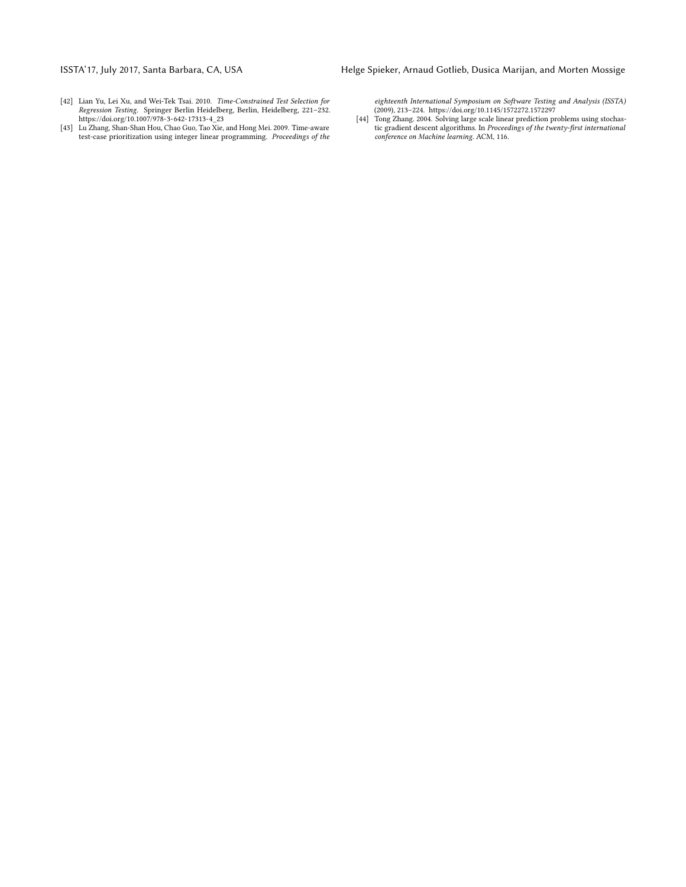[42] Lian Yu, Lei Xu, and Wei-Tek Tsai. 2010. *Time-Constrained Test Selection for Regression Testing*. Springer Berlin Heidelberg, Berlin, Heidelberg, 221–232. https://doi.org/10.1007/978-3-642-17313-4_23

[43] Lu Zhang, Shan-Shan Hou, Chao Guo, Tao Xie, and Hong Mei. 2009. Time-aware test-case prioritization using integer linear programming. *Proceedings of the eighteenth International Symposium on Software Testing and Analysis (ISSTA)* (2009), 213–224. https://doi.org/10.1145/1572272.1572297

[44] Tong Zhang. 2004. Solving large scale linear prediction problems using stochastic gradient descent algorithms. In *Proceedings of the twenty-first international conference on Machine learning*. ACM, 116.